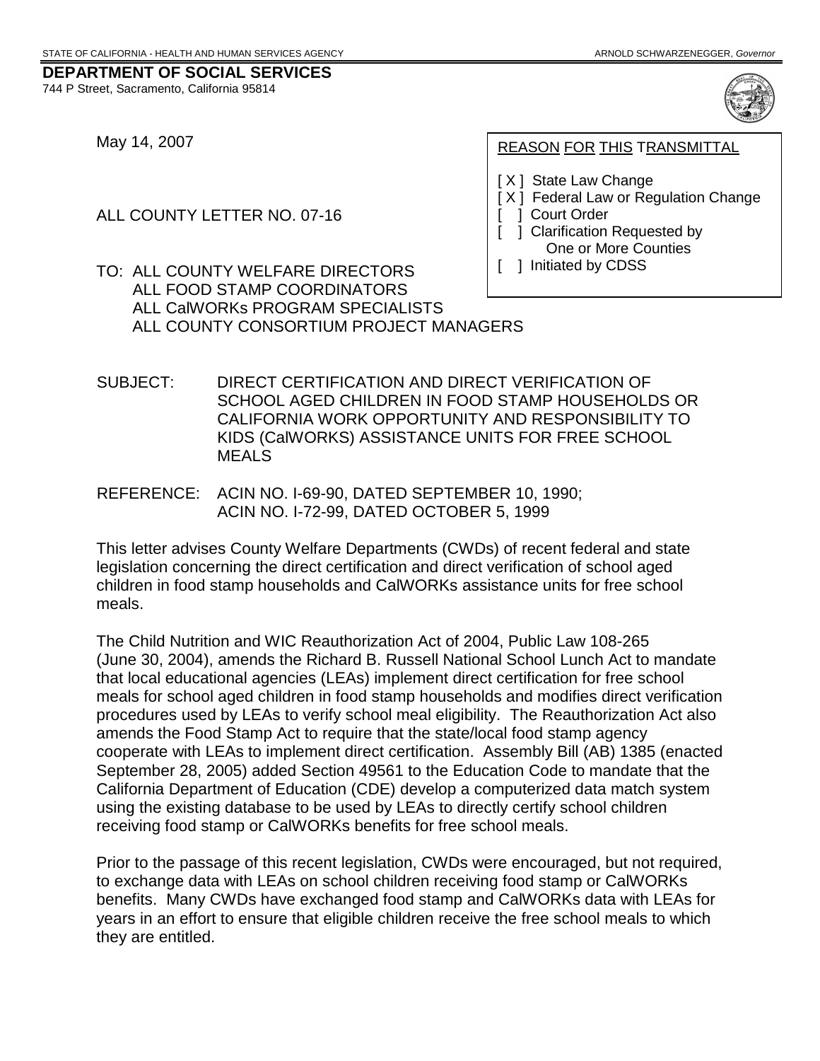STATE OF CALIFORNIA - HEALTH AND HUMAN SERVICES AGENCY ARNOLD SCHWARZENEGGER, *Governor*

**DEPARTMENT OF SOCIAL SERVICES**
744 P Street, Sacramento, California 95814

May 14, 2007

ALL COUNTY LETTER NO. 07-16

TO: ALL COUNTY WELFARE DIRECTORS
ALL FOOD STAMP COORDINATORS
ALL CalWORKs PROGRAM SPECIALISTS
ALL COUNTY CONSORTIUM PROJECT MANAGERS

REASON FOR THIS TRANSMITTAL

- [ X ] State Law Change
- [ X ] Federal Law or Regulation Change
- [ ] Court Order
- [ ] Clarification Requested by One or More Counties
- [ ] Initiated by CDSS

SUBJECT: DIRECT CERTIFICATION AND DIRECT VERIFICATION OF SCHOOL AGED CHILDREN IN FOOD STAMP HOUSEHOLDS OR CALIFORNIA WORK OPPORTUNITY AND RESPONSIBILITY TO KIDS (CalWORKS) ASSISTANCE UNITS FOR FREE SCHOOL MEALS

REFERENCE: ACIN NO. I-69-90, DATED SEPTEMBER 10, 1990; ACIN NO. I-72-99, DATED OCTOBER 5, 1999

This letter advises County Welfare Departments (CWDs) of recent federal and state legislation concerning the direct certification and direct verification of school aged children in food stamp households and CalWORKs assistance units for free school meals.

The Child Nutrition and WIC Reauthorization Act of 2004, Public Law 108-265 (June 30, 2004), amends the Richard B. Russell National School Lunch Act to mandate that local educational agencies (LEAs) implement direct certification for free school meals for school aged children in food stamp households and modifies direct verification procedures used by LEAs to verify school meal eligibility. The Reauthorization Act also amends the Food Stamp Act to require that the state/local food stamp agency cooperate with LEAs to implement direct certification. Assembly Bill (AB) 1385 (enacted September 28, 2005) added Section 49561 to the Education Code to mandate that the California Department of Education (CDE) develop a computerized data match system using the existing database to be used by LEAs to directly certify school children receiving food stamp or CalWORKs benefits for free school meals.

Prior to the passage of this recent legislation, CWDs were encouraged, but not required, to exchange data with LEAs on school children receiving food stamp or CalWORKs benefits. Many CWDs have exchanged food stamp and CalWORKs data with LEAs for years in an effort to ensure that eligible children receive the free school meals to which they are entitled.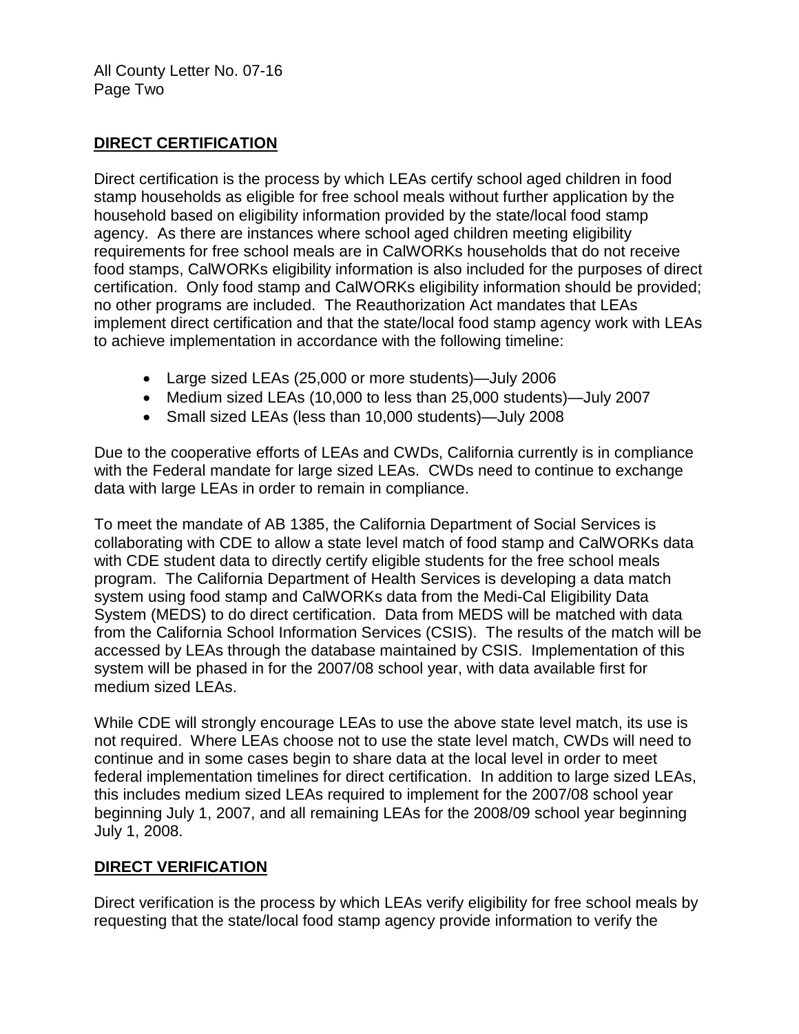## DIRECT CERTIFICATION

Direct certification is the process by which LEAs certify school aged children in food stamp households as eligible for free school meals without further application by the household based on eligibility information provided by the state/local food stamp agency. As there are instances where school aged children meeting eligibility requirements for free school meals are in CalWORKs households that do not receive food stamps, CalWORKs eligibility information is also included for the purposes of direct certification. Only food stamp and CalWORKs eligibility information should be provided; no other programs are included. The Reauthorization Act mandates that LEAs implement direct certification and that the state/local food stamp agency work with LEAs to achieve implementation in accordance with the following timeline:

- Large sized LEAs (25,000 or more students)—July 2006
- Medium sized LEAs (10,000 to less than 25,000 students)—July 2007
- Small sized LEAs (less than 10,000 students)—July 2008

Due to the cooperative efforts of LEAs and CWDs, California currently is in compliance with the Federal mandate for large sized LEAs. CWDs need to continue to exchange data with large LEAs in order to remain in compliance.

To meet the mandate of AB 1385, the California Department of Social Services is collaborating with CDE to allow a state level match of food stamp and CalWORKs data with CDE student data to directly certify eligible students for the free school meals program. The California Department of Health Services is developing a data match system using food stamp and CalWORKs data from the Medi-Cal Eligibility Data System (MEDS) to do direct certification. Data from MEDS will be matched with data from the California School Information Services (CSIS). The results of the match will be accessed by LEAs through the database maintained by CSIS. Implementation of this system will be phased in for the 2007/08 school year, with data available first for medium sized LEAs.

While CDE will strongly encourage LEAs to use the above state level match, its use is not required. Where LEAs choose not to use the state level match, CWDs will need to continue and in some cases begin to share data at the local level in order to meet federal implementation timelines for direct certification. In addition to large sized LEAs, this includes medium sized LEAs required to implement for the 2007/08 school year beginning July 1, 2007, and all remaining LEAs for the 2008/09 school year beginning July 1, 2008.

## DIRECT VERIFICATION

Direct verification is the process by which LEAs verify eligibility for free school meals by requesting that the state/local food stamp agency provide information to verify the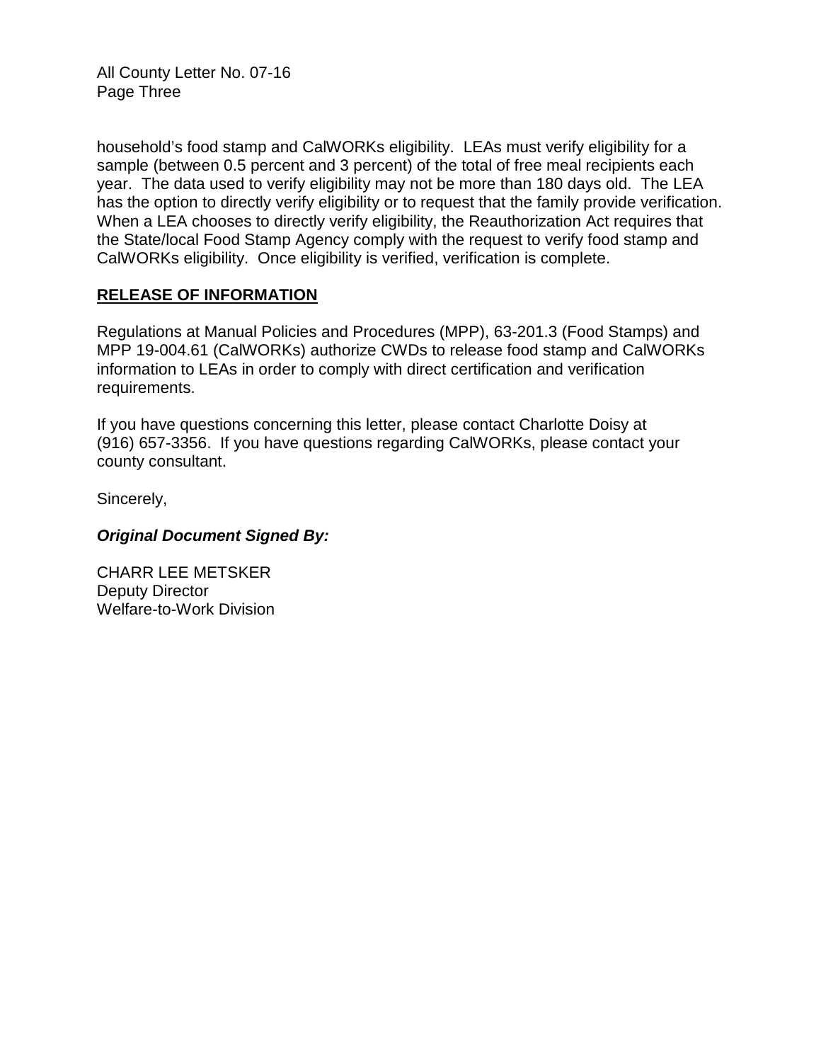household's food stamp and CalWORKs eligibility. LEAs must verify eligibility for a sample (between 0.5 percent and 3 percent) of the total of free meal recipients each year. The data used to verify eligibility may not be more than 180 days old. The LEA has the option to directly verify eligibility or to request that the family provide verification. When a LEA chooses to directly verify eligibility, the Reauthorization Act requires that the State/local Food Stamp Agency comply with the request to verify food stamp and CalWORKs eligibility. Once eligibility is verified, verification is complete.

**RELEASE OF INFORMATION**

Regulations at Manual Policies and Procedures (MPP), 63-201.3 (Food Stamps) and MPP 19-004.61 (CalWORKs) authorize CWDs to release food stamp and CalWORKs information to LEAs in order to comply with direct certification and verification requirements.

If you have questions concerning this letter, please contact Charlotte Doisy at (916) 657-3356. If you have questions regarding CalWORKs, please contact your county consultant.

Sincerely,

***Original Document Signed By:***

CHARR LEE METSKER
Deputy Director
Welfare-to-Work Division